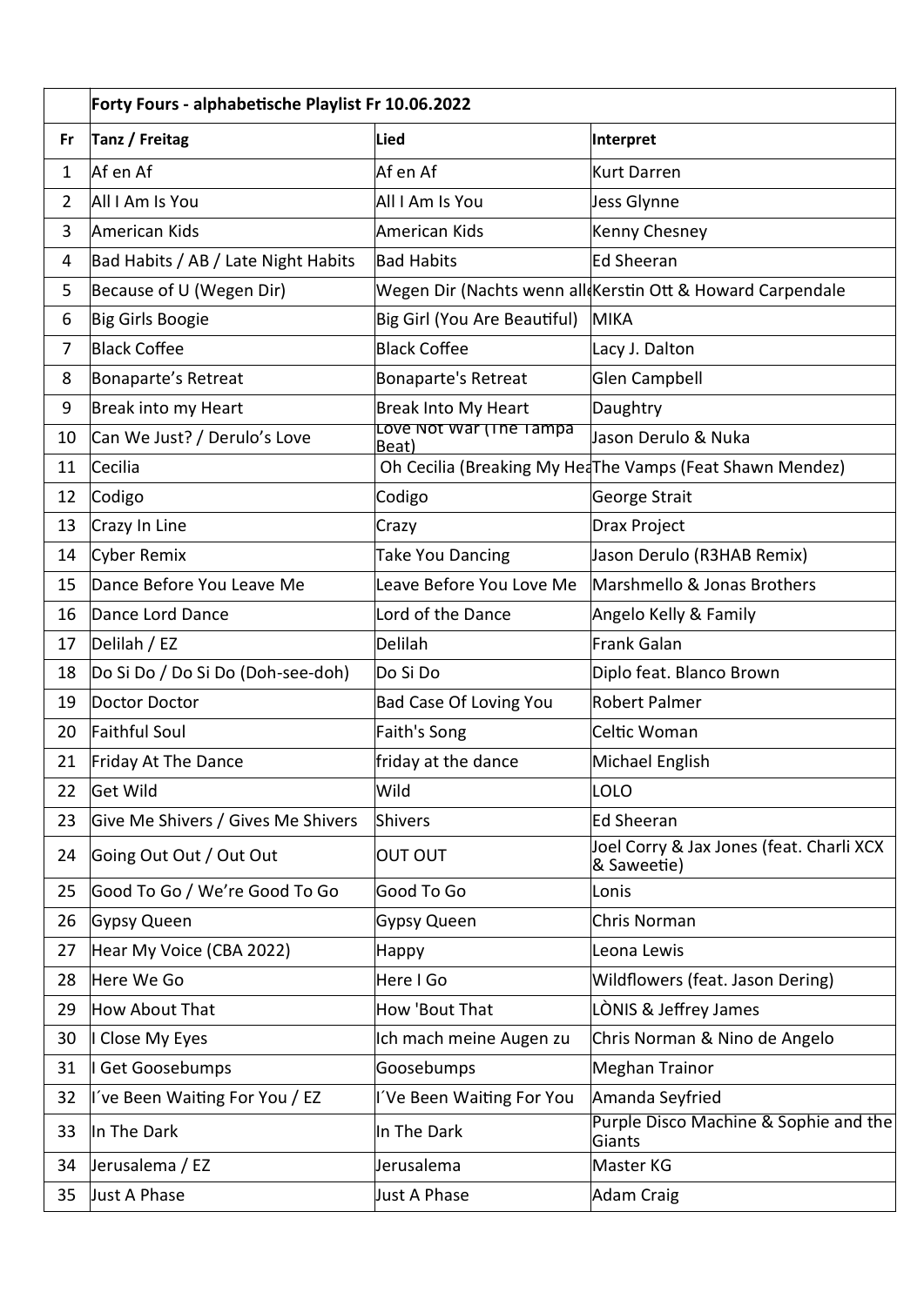| | Forty Fours - alphabetische Playlist Fr 10.06.2022 | | |
|---|---|---|---|
| **Fr** | **Tanz / Freitag** | **Lied** | **Interpret** |
| 1 | Af en Af | Af en Af | Kurt Darren |
| 2 | All I Am Is You | All I Am Is You | Jess Glynne |
| 3 | American Kids | American Kids | Kenny Chesney |
| 4 | Bad Habits / AB / Late Night Habits | Bad Habits | Ed Sheeran |
| 5 | Because of U (Wegen Dir) | Wegen Dir (Nachts wenn all | Kerstin Ott & Howard Carpendale |
| 6 | Big Girls Boogie | Big Girl (You Are Beautiful) | MIKA |
| 7 | Black Coffee | Black Coffee | Lacy J. Dalton |
| 8 | Bonaparte's Retreat | Bonaparte's Retreat | Glen Campbell |
| 9 | Break into my Heart | Break Into My Heart | Daughtry |
| 10 | Can We Just? / Derulo's Love | Love Not War (The Tampa Beat) | Jason Derulo & Nuka |
| 11 | Cecilia | Oh Cecilia (Breaking My Hea | The Vamps (Feat Shawn Mendez) |
| 12 | Codigo | Codigo | George Strait |
| 13 | Crazy In Line | Crazy | Drax Project |
| 14 | Cyber Remix | Take You Dancing | Jason Derulo (R3HAB Remix) |
| 15 | Dance Before You Leave Me | Leave Before You Love Me | Marshmello & Jonas Brothers |
| 16 | Dance Lord Dance | Lord of the Dance | Angelo Kelly & Family |
| 17 | Delilah / EZ | Delilah | Frank Galan |
| 18 | Do Si Do / Do Si Do (Doh-see-doh) | Do Si Do | Diplo feat. Blanco Brown |
| 19 | Doctor Doctor | Bad Case Of Loving You | Robert Palmer |
| 20 | Faithful Soul | Faith's Song | Celtic Woman |
| 21 | Friday At The Dance | friday at the dance | Michael English |
| 22 | Get Wild | Wild | LOLO |
| 23 | Give Me Shivers / Gives Me Shivers | Shivers | Ed Sheeran |
| 24 | Going Out Out / Out Out | OUT OUT | Joel Corry & Jax Jones (feat. Charli XCX & Saweetie) |
| 25 | Good To Go / We're Good To Go | Good To Go | Lonis |
| 26 | Gypsy Queen | Gypsy Queen | Chris Norman |
| 27 | Hear My Voice (CBA 2022) | Happy | Leona Lewis |
| 28 | Here We Go | Here I Go | Wildflowers (feat. Jason Dering) |
| 29 | How About That | How 'Bout That | LÒNIS & Jeffrey James |
| 30 | I Close My Eyes | Ich mach meine Augen zu | Chris Norman & Nino de Angelo |
| 31 | I Get Goosebumps | Goosebumps | Meghan Trainor |
| 32 | I´ve Been Waiting For You / EZ | I´Ve Been Waiting For You | Amanda Seyfried |
| 33 | In The Dark | In The Dark | Purple Disco Machine & Sophie and the Giants |
| 34 | Jerusalema / EZ | Jerusalema | Master KG |
| 35 | Just A Phase | Just A Phase | Adam Craig |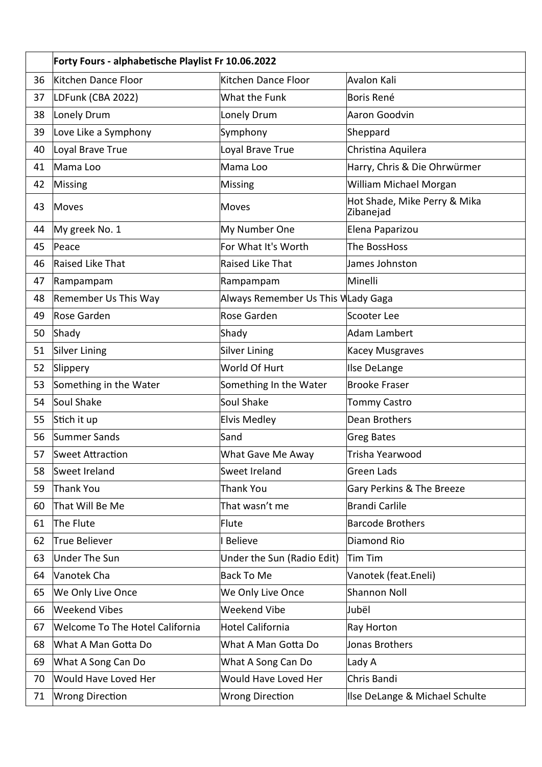| | Forty Fours - alphabetische Playlist Fr 10.06.2022 | | |
|---|---|---|---|
| 36 | Kitchen Dance Floor | Kitchen Dance Floor | Avalon Kali |
| 37 | LDFunk (CBA 2022) | What the Funk | Boris René |
| 38 | Lonely Drum | Lonely Drum | Aaron Goodvin |
| 39 | Love Like a Symphony | Symphony | Sheppard |
| 40 | Loyal Brave True | Loyal Brave True | Christina Aquilera |
| 41 | Mama Loo | Mama Loo | Harry, Chris & Die Ohrwürmer |
| 42 | Missing | Missing | William Michael Morgan |
| 43 | Moves | Moves | Hot Shade, Mike Perry & Mika Zibanejad |
| 44 | My greek No. 1 | My Number One | Elena Paparizou |
| 45 | Peace | For What It's Worth | The BossHoss |
| 46 | Raised Like That | Raised Like That | James Johnston |
| 47 | Rampampam | Rampampam | Minelli |
| 48 | Remember Us This Way | Always Remember Us This W | Lady Gaga |
| 49 | Rose Garden | Rose Garden | Scooter Lee |
| 50 | Shady | Shady | Adam Lambert |
| 51 | Silver Lining | Silver Lining | Kacey Musgraves |
| 52 | Slippery | World Of Hurt | Ilse DeLange |
| 53 | Something in the Water | Something In the Water | Brooke Fraser |
| 54 | Soul Shake | Soul Shake | Tommy Castro |
| 55 | Stich it up | Elvis Medley | Dean Brothers |
| 56 | Summer Sands | Sand | Greg Bates |
| 57 | Sweet Attraction | What Gave Me Away | Trisha Yearwood |
| 58 | Sweet Ireland | Sweet Ireland | Green Lads |
| 59 | Thank You | Thank You | Gary Perkins & The Breeze |
| 60 | That Will Be Me | That wasn't me | Brandi Carlile |
| 61 | The Flute | Flute | Barcode Brothers |
| 62 | True Believer | I Believe | Diamond Rio |
| 63 | Under The Sun | Under the Sun (Radio Edit) | Tim Tim |
| 64 | Vanotek Cha | Back To Me | Vanotek (feat.Eneli) |
| 65 | We Only Live Once | We Only Live Once | Shannon Noll |
| 66 | Weekend Vibes | Weekend Vibe | Jubël |
| 67 | Welcome To The Hotel California | Hotel California | Ray Horton |
| 68 | What A Man Gotta Do | What A Man Gotta Do | Jonas Brothers |
| 69 | What A Song Can Do | What A Song Can Do | Lady A |
| 70 | Would Have Loved Her | Would Have Loved Her | Chris Bandi |
| 71 | Wrong Direction | Wrong Direction | Ilse DeLange & Michael Schulte |